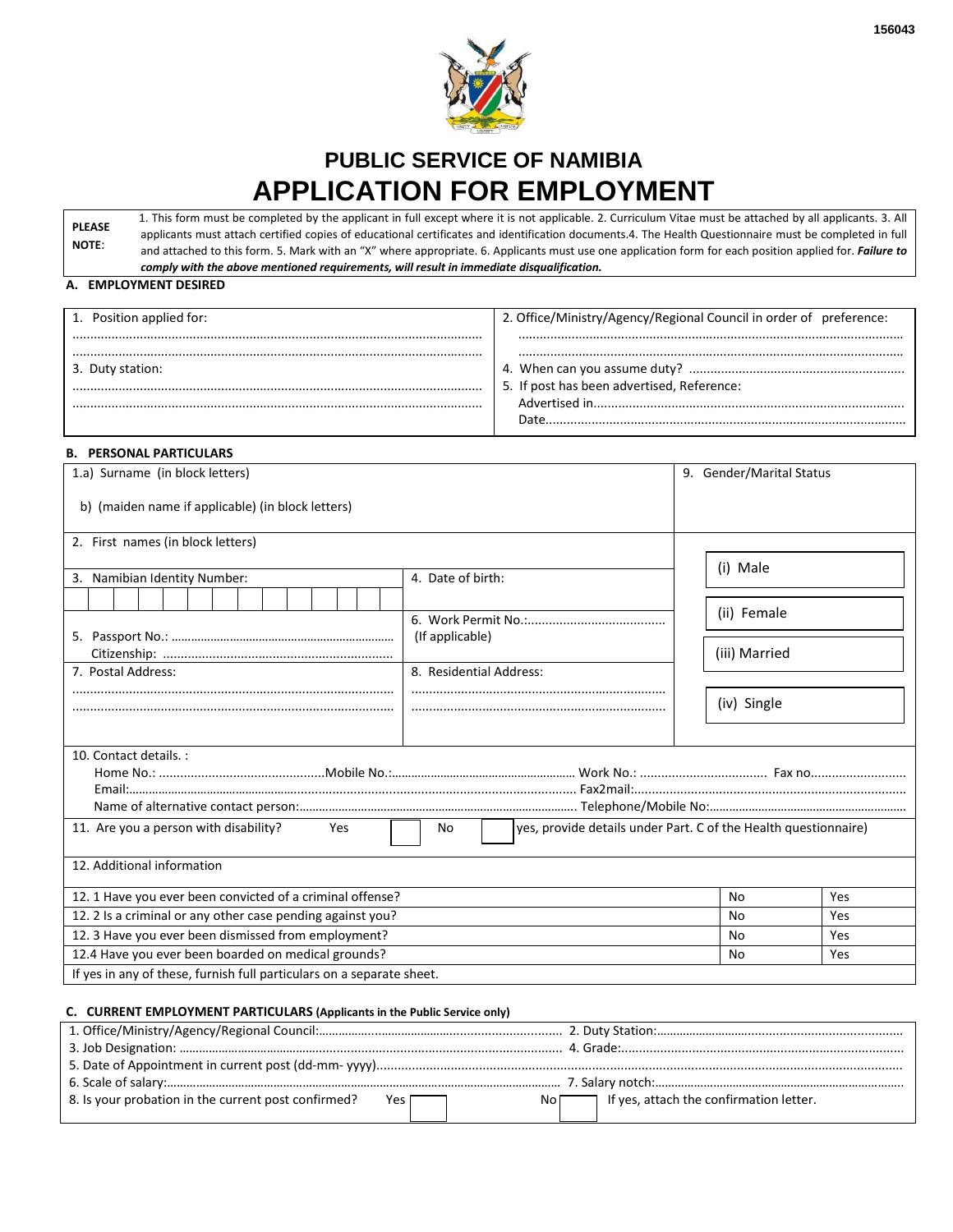156043

# PUBLIC SERVICE OF NAMIBIA

# APPLICATION FOR EMPLOYMENT

| **PLEASE NOTE**: | 1. This form must be completed by the applicant in full except where it is not applicable. 2. Curriculum Vitae must be attached by all applicants. 3. All applicants must attach certified copies of educational certificates and identification documents.4. The Health Questionnaire must be completed in full and attached to this form. 5. Mark with an "X" where appropriate. 6. Applicants must use one application form for each position applied for. ***Failure to comply with the above mentioned requirements, will result in immediate disqualification.*** |
|---|---|

## A. EMPLOYMENT DESIRED

| | |
|---|---|
| 1. Position applied for: ................................................................................................................ ................................................................................................................ | 2. Office/Ministry/Agency/Regional Council in order of preference: ................................................................................................................ ................................................................................................................ |
| 3. Duty station: ................................................................................................................ ................................................................................................................ | 4. When can you assume duty? ............................................................ 5. If post has been advertised, Reference: Advertised in........................................................................................ Date...................................................................................................... |

## B. PERSONAL PARTICULARS

| | | |
|---|---|---|
| 1.a) Surname (in block letters)<br>b) (maiden name if applicable) (in block letters) | | 9. Gender/Marital Status |
| 2. First names (in block letters) | | (i) Male |
| 3. Namibian Identity Number: | 4. Date of birth: | (ii) Female |
| 5. Passport No.: .................................................................... Citizenship: ................................................................ | 6. Work Permit No.:...................................... (If applicable) | (iii) Married |
| 7. Postal Address: ......................................................................................... ......................................................................................... | 8. Residential Address: ...................................................................... ...................................................................... | (iv) Single |

10. Contact details. :
Home No.: ...............................................Mobile No.:........................................................ Work No.: ................................... Fax no..........................
Email:........................................................................................................................................ Fax2mail:..........................................................................
Name of alternative contact person:...................................................................................... Telephone/Mobile No:.......................................................................

11. Are you a person with disability? Yes ☐ No ☐ yes, provide details under Part. C of the Health questionnaire)

12. Additional information

| | | |
|---|---|---|
| 12. 1 Have you ever been convicted of a criminal offense? | No | Yes |
| 12. 2 Is a criminal or any other case pending against you? | No | Yes |
| 12. 3 Have you ever been dismissed from employment? | No | Yes |
| 12.4 Have you ever been boarded on medical grounds? | No | Yes |

If yes in any of these, furnish full particulars on a separate sheet.

## C. CURRENT EMPLOYMENT PARTICULARS (Applicants in the Public Service only)

1. Office/Ministry/Agency/Regional Council:........................................................................ 2. Duty Station:......................................................................
3. Job Designation: ......................................................................................................... 4. Grade:...............................................................................
5. Date of Appointment in current post (dd-mm- yyyy)...........................................................................................................................................................
6. Scale of salary:................................................................................................................. 7. Salary notch:.....................................................................
8. Is your probation in the current post confirmed? Yes ☐ No ☐ If yes, attach the confirmation letter.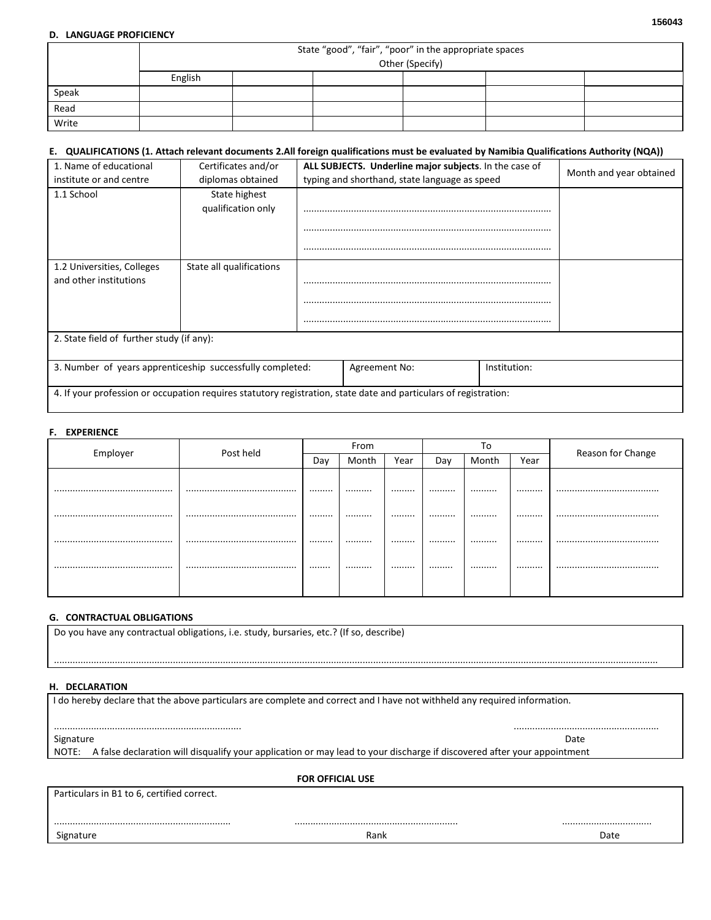156043

#### D. LANGUAGE PROFICIENCY

| | State "good", "fair", "poor" in the appropriate spaces Other (Specify) | | | | | |
|---|---|---|---|---|---|---|
| | English | | | | | |
| Speak | | | | | | |
| Read | | | | | | |
| Write | | | | | | |

#### E. QUALIFICATIONS (1. Attach relevant documents 2.All foreign qualifications must be evaluated by Namibia Qualifications Authority (NQA))

| 1. Name of educational institute or and centre | Certificates and/or diplomas obtained | **ALL SUBJECTS. Underline major subjects**. In the case of typing and shorthand, state language as speed | Month and year obtained |
|---|---|---|---|
| 1.1 School | State highest qualification only | ............................................................................................ ............................................................................................ ............................................................................................ | |
| 1.2 Universities, Colleges and other institutions | State all qualifications | ............................................................................................ ............................................................................................ ............................................................................................ | |

2. State field of further study (if any):

| | | |
|---|---|---|
| 3. Number of years apprenticeship successfully completed: | Agreement No: | Institution: |

4. If your profession or occupation requires statutory registration, state date and particulars of registration:

#### F. EXPERIENCE

| Employer | Post held | From | | | To | | | Reason for Change |
|---|---|---|---|---|---|---|---|---|
| | | Day | Month | Year | Day | Month | Year | |
| ............................................ | ......................................... | ......... | .......... | ......... | .......... | .......... | .......... | ...................................... |
| ............................................ | ......................................... | ......... | .......... | ......... | .......... | .......... | .......... | ...................................... |
| ............................................ | ......................................... | ......... | .......... | ......... | .......... | .......... | .......... | ...................................... |
| ............................................ | ......................................... | ........ | .......... | ......... | ......... | .......... | .......... | ...................................... |

#### G. CONTRACTUAL OBLIGATIONS

Do you have any contractual obligations, i.e. study, bursaries, etc.? (If so, describe)

.....................................................................................................................................................................................................................

#### H. DECLARATION

I do hereby declare that the above particulars are complete and correct and I have not withheld any required information.

..................................................................... ......................................................

Signature Date

NOTE: A false declaration will disqualify your application or may lead to your discharge if discovered after your appointment

**FOR OFFICIAL USE**

Particulars in B1 to 6, certified correct.

................................................................. ............................................................ .................................

Signature Rank Date